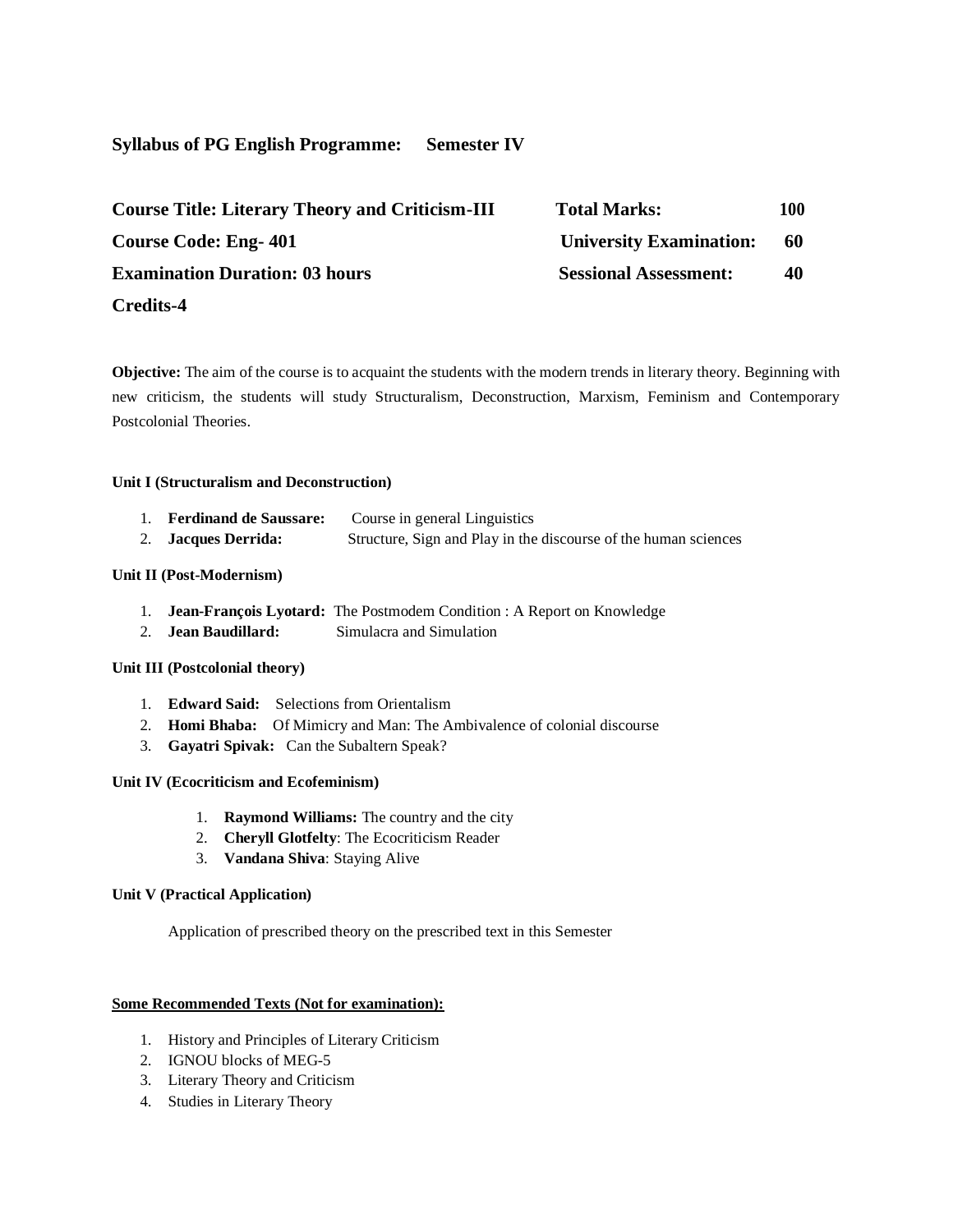## Syllabus of PG English Programme: Semester IV

| | | |
|---|---|---|
| **Course Title: Literary Theory and Criticism-III** | **Total Marks:** | **100** |
| **Course Code: Eng- 401** | **University Examination:** | **60** |
| **Examination Duration: 03 hours** | **Sessional Assessment:** | **40** |
| **Credits-4** | | |

**Objective:** The aim of the course is to acquaint the students with the modern trends in literary theory. Beginning with new criticism, the students will study Structuralism, Deconstruction, Marxism, Feminism and Contemporary Postcolonial Theories.

**Unit I (Structuralism and Deconstruction)**

1. **Ferdinand de Saussare:** Course in general Linguistics
2. **Jacques Derrida:** Structure, Sign and Play in the discourse of the human sciences

**Unit II (Post-Modernism)**

1. **Jean-François Lyotard:** The Postmodem Condition : A Report on Knowledge
2. **Jean Baudillard:** Simulacra and Simulation

**Unit III (Postcolonial theory)**

1. **Edward Said:** Selections from Orientalism
2. **Homi Bhaba:** Of Mimicry and Man: The Ambivalence of colonial discourse
3. **Gayatri Spivak:** Can the Subaltern Speak?

**Unit IV (Ecocriticism and Ecofeminism)**

1. **Raymond Williams:** The country and the city
2. **Cheryll Glotfelty**: The Ecocriticism Reader
3. **Vandana Shiva**: Staying Alive

**Unit V (Practical Application)**

Application of prescribed theory on the prescribed text in this Semester

**Some Recommended Texts (Not for examination):**

1. History and Principles of Literary Criticism
2. IGNOU blocks of MEG-5
3. Literary Theory and Criticism
4. Studies in Literary Theory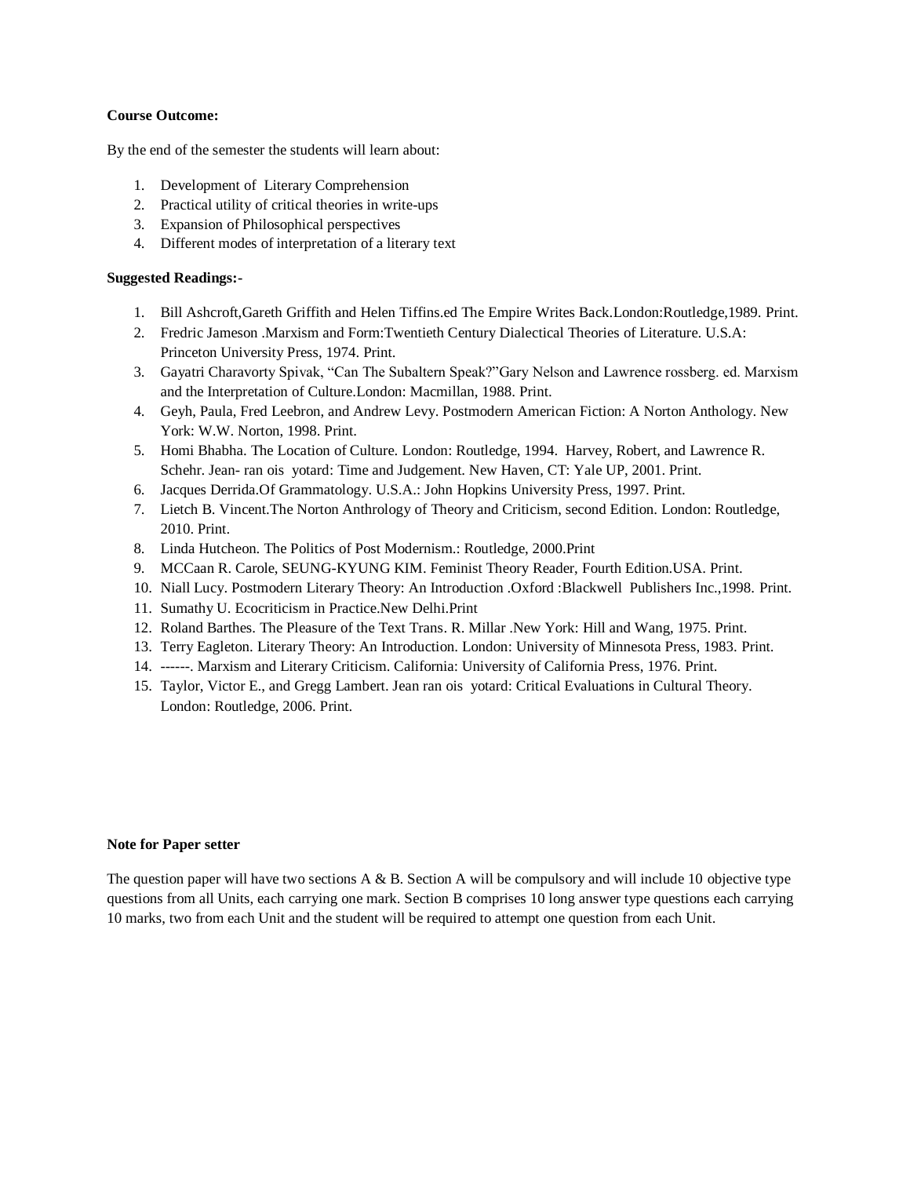**Course Outcome:**

By the end of the semester the students will learn about:

1. Development of Literary Comprehension
2. Practical utility of critical theories in write-ups
3. Expansion of Philosophical perspectives
4. Different modes of interpretation of a literary text

**Suggested Readings:-**

1. Bill Ashcroft,Gareth Griffith and Helen Tiffins.ed The Empire Writes Back.London:Routledge,1989. Print.
2. Fredric Jameson .Marxism and Form:Twentieth Century Dialectical Theories of Literature. U.S.A: Princeton University Press, 1974. Print.
3. Gayatri Charavorty Spivak, "Can The Subaltern Speak?"Gary Nelson and Lawrence rossberg. ed. Marxism and the Interpretation of Culture.London: Macmillan, 1988. Print.
4. Geyh, Paula, Fred Leebron, and Andrew Levy. Postmodern American Fiction: A Norton Anthology. New York: W.W. Norton, 1998. Print.
5. Homi Bhabha. The Location of Culture. London: Routledge, 1994. Harvey, Robert, and Lawrence R. Schehr. Jean- ran ois yotard: Time and Judgement. New Haven, CT: Yale UP, 2001. Print.
6. Jacques Derrida.Of Grammatology. U.S.A.: John Hopkins University Press, 1997. Print.
7. Lietch B. Vincent.The Norton Anthrology of Theory and Criticism, second Edition. London: Routledge, 2010. Print.
8. Linda Hutcheon. The Politics of Post Modernism.: Routledge, 2000.Print
9. MCCaan R. Carole, SEUNG-KYUNG KIM. Feminist Theory Reader, Fourth Edition.USA. Print.
10. Niall Lucy. Postmodern Literary Theory: An Introduction .Oxford :Blackwell Publishers Inc.,1998. Print.
11. Sumathy U. Ecocriticism in Practice.New Delhi.Print
12. Roland Barthes. The Pleasure of the Text Trans. R. Millar .New York: Hill and Wang, 1975. Print.
13. Terry Eagleton. Literary Theory: An Introduction. London: University of Minnesota Press, 1983. Print.
14. ------. Marxism and Literary Criticism. California: University of California Press, 1976. Print.
15. Taylor, Victor E., and Gregg Lambert. Jean ran ois yotard: Critical Evaluations in Cultural Theory. London: Routledge, 2006. Print.

**Note for Paper setter**

The question paper will have two sections A & B. Section A will be compulsory and will include 10 objective type questions from all Units, each carrying one mark. Section B comprises 10 long answer type questions each carrying 10 marks, two from each Unit and the student will be required to attempt one question from each Unit.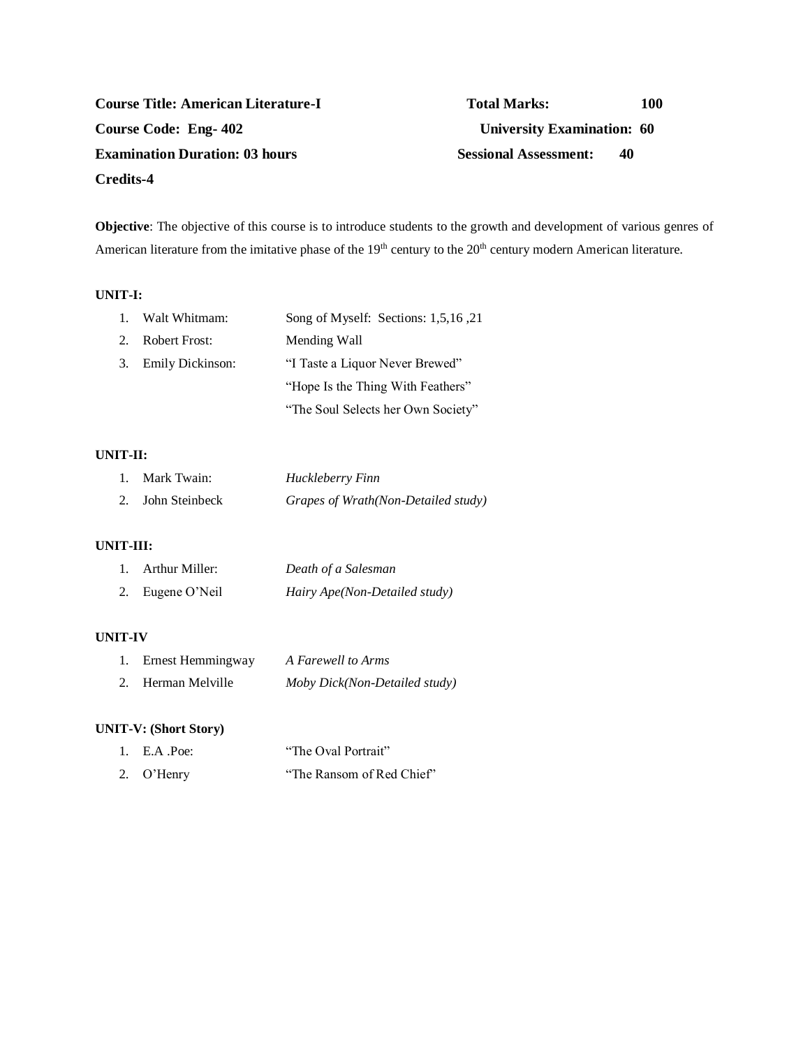**Course Title: American Literature-I** **Total Marks: 100**

**Course Code: Eng- 402** **University Examination: 60**

**Examination Duration: 03 hours** **Sessional Assessment: 40**

**Credits-4**

**Objective**: The objective of this course is to introduce students to the growth and development of various genres of American literature from the imitative phase of the 19th century to the 20th century modern American literature.

**UNIT-I:**

1. Walt Whitmam: Song of Myself: Sections: 1,5,16 ,21
2. Robert Frost: Mending Wall
3. Emily Dickinson: "I Taste a Liquor Never Brewed"
   "Hope Is the Thing With Feathers"
   "The Soul Selects her Own Society"

**UNIT-II:**

1. Mark Twain: *Huckleberry Finn*
2. John Steinbeck *Grapes of Wrath(Non-Detailed study)*

**UNIT-III:**

1. Arthur Miller: *Death of a Salesman*
2. Eugene O'Neil *Hairy Ape(Non-Detailed study)*

**UNIT-IV**

1. Ernest Hemmingway *A Farewell to Arms*
2. Herman Melville *Moby Dick(Non-Detailed study)*

**UNIT-V: (Short Story)**

1. E.A .Poe: "The Oval Portrait"
2. O'Henry "The Ransom of Red Chief"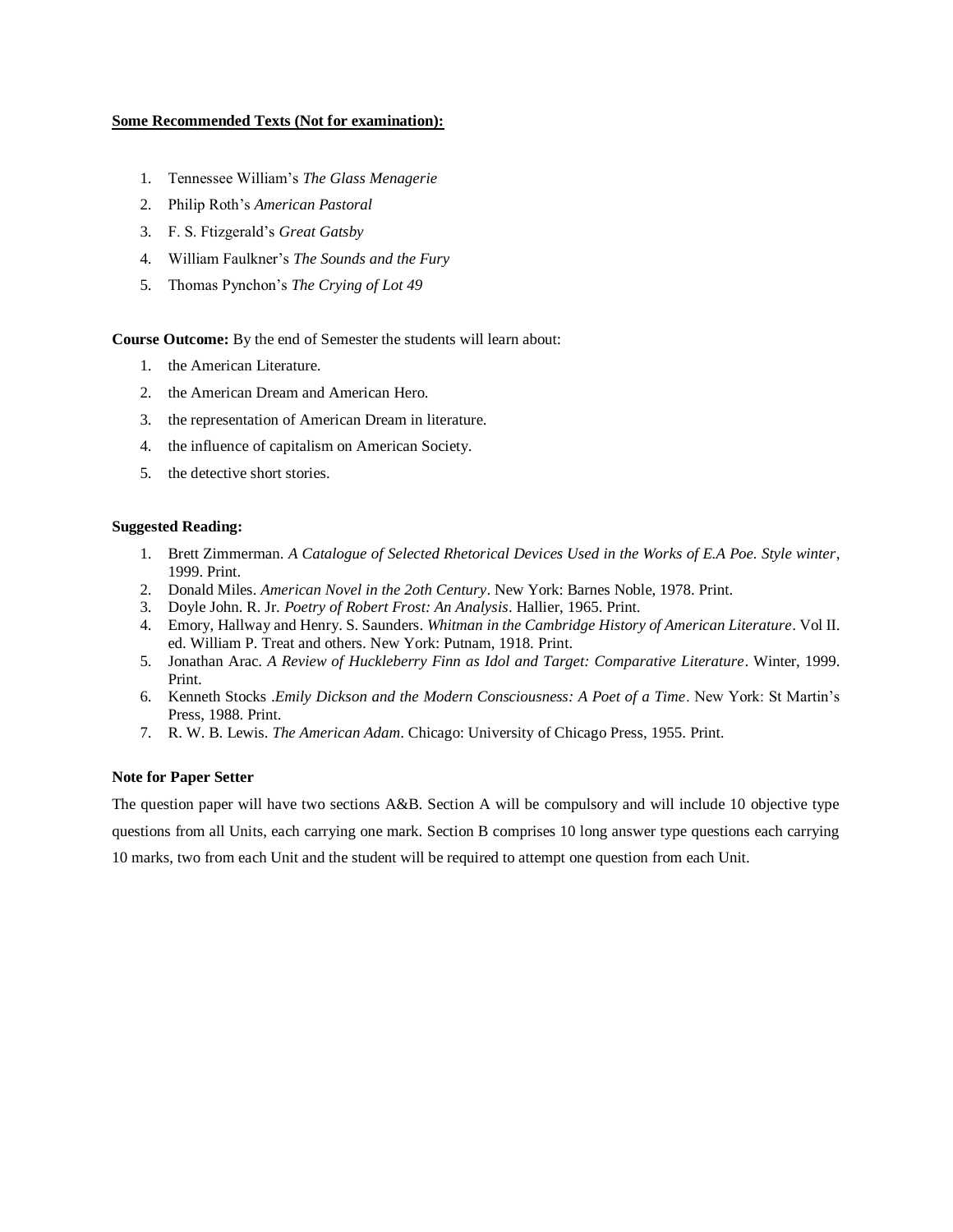**<u>Some Recommended Texts (Not for examination):</u>**

1. Tennessee William's *The Glass Menagerie*
2. Philip Roth's *American Pastoral*
3. F. S. Ftizgerald's *Great Gatsby*
4. William Faulkner's *The Sounds and the Fury*
5. Thomas Pynchon's *The Crying of Lot 49*

**Course Outcome:** By the end of Semester the students will learn about:

1. the American Literature.
2. the American Dream and American Hero.
3. the representation of American Dream in literature.
4. the influence of capitalism on American Society.
5. the detective short stories.

**Suggested Reading:**

1. Brett Zimmerman. *A Catalogue of Selected Rhetorical Devices Used in the Works of E.A Poe. Style winter*, 1999. Print.
2. Donald Miles. *American Novel in the 2oth Century*. New York: Barnes Noble, 1978. Print.
3. Doyle John. R. Jr. *Poetry of Robert Frost: An Analysis*. Hallier, 1965. Print.
4. Emory, Hallway and Henry. S. Saunders. *Whitman in the Cambridge History of American Literature*. Vol II. ed. William P. Treat and others. New York: Putnam, 1918. Print.
5. Jonathan Arac. *A Review of Huckleberry Finn as Idol and Target: Comparative Literature*. Winter, 1999. Print.
6. Kenneth Stocks .*Emily Dickson and the Modern Consciousness: A Poet of a Time*. New York: St Martin's Press, 1988. Print.
7. R. W. B. Lewis. *The American Adam*. Chicago: University of Chicago Press, 1955. Print.

**Note for Paper Setter**

The question paper will have two sections A&B. Section A will be compulsory and will include 10 objective type questions from all Units, each carrying one mark. Section B comprises 10 long answer type questions each carrying 10 marks, two from each Unit and the student will be required to attempt one question from each Unit.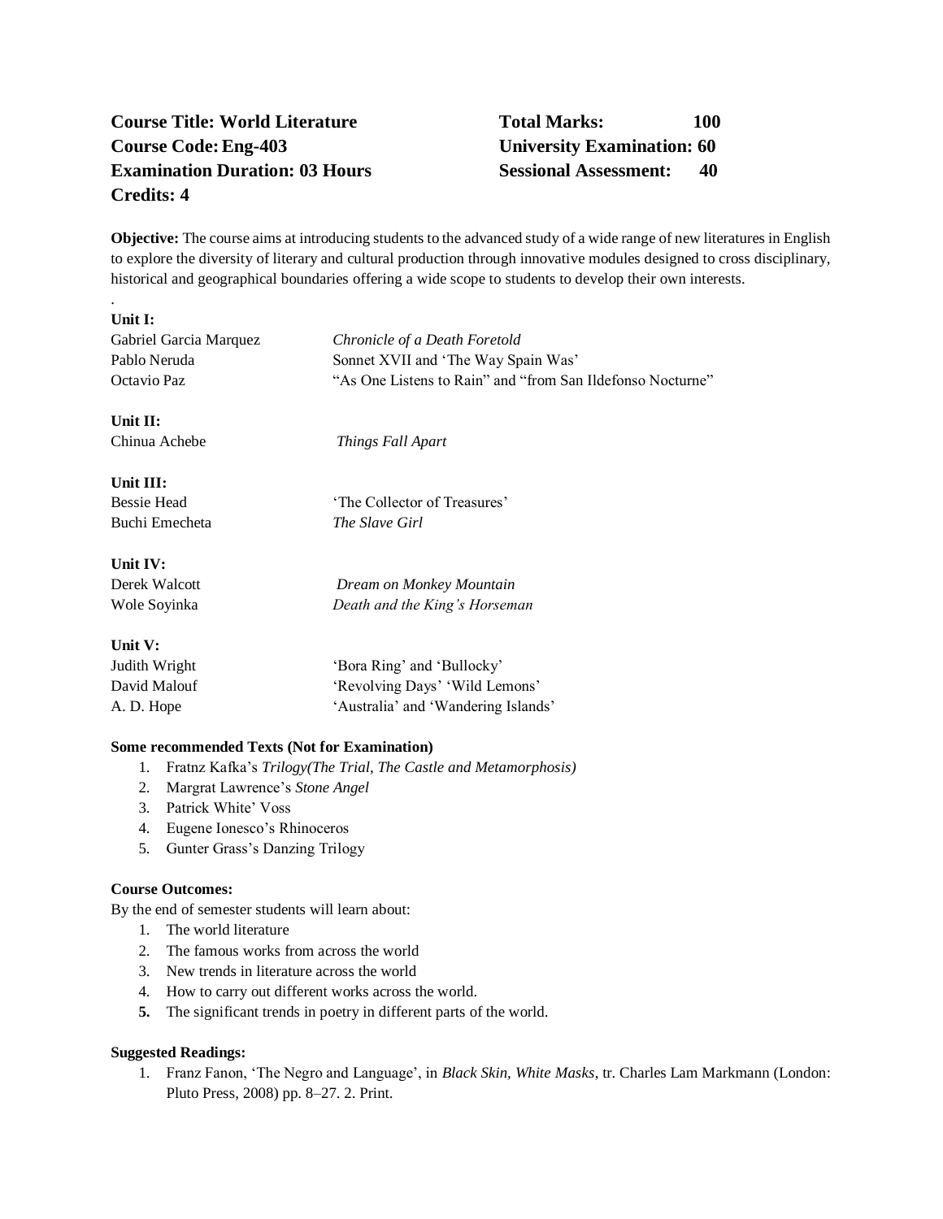**Course Title: World Literature**
**Course Code: Eng-403**
**Examination Duration: 03 Hours**
**Credits: 4**

**Total Marks: 100**
**University Examination: 60**
**Sessional Assessment: 40**

**Objective:** The course aims at introducing students to the advanced study of a wide range of new literatures in English to explore the diversity of literary and cultural production through innovative modules designed to cross disciplinary, historical and geographical boundaries offering a wide scope to students to develop their own interests.

.

**Unit I:**

| | |
|---|---|
| Gabriel Garcia Marquez | *Chronicle of a Death Foretold* |
| Pablo Neruda | Sonnet XVII and 'The Way Spain Was' |
| Octavio Paz | "As One Listens to Rain" and "from San Ildefonso Nocturne" |

**Unit II:**

| | |
|---|---|
| Chinua Achebe | *Things Fall Apart* |

**Unit III:**

| | |
|---|---|
| Bessie Head | 'The Collector of Treasures' |
| Buchi Emecheta | *The Slave Girl* |

**Unit IV:**

| | |
|---|---|
| Derek Walcott | *Dream on Monkey Mountain* |
| Wole Soyinka | *Death and the King's Horseman* |

**Unit V:**

| | |
|---|---|
| Judith Wright | 'Bora Ring' and 'Bullocky' |
| David Malouf | 'Revolving Days' 'Wild Lemons' |
| A. D. Hope | 'Australia' and 'Wandering Islands' |

**Some recommended Texts (Not for Examination)**

1. Fratnz Kafka's *Trilogy(The Trial, The Castle and Metamorphosis)*
2. Margrat Lawrence's *Stone Angel*
3. Patrick White' Voss
4. Eugene Ionesco's Rhinoceros
5. Gunter Grass's Danzing Trilogy

**Course Outcomes:**

By the end of semester students will learn about:

1. The world literature
2. The famous works from across the world
3. New trends in literature across the world
4. How to carry out different works across the world.
5. The significant trends in poetry in different parts of the world.

**Suggested Readings:**

1. Franz Fanon, 'The Negro and Language', in *Black Skin, White Masks*, tr. Charles Lam Markmann (London: Pluto Press, 2008) pp. 8–27. 2. Print.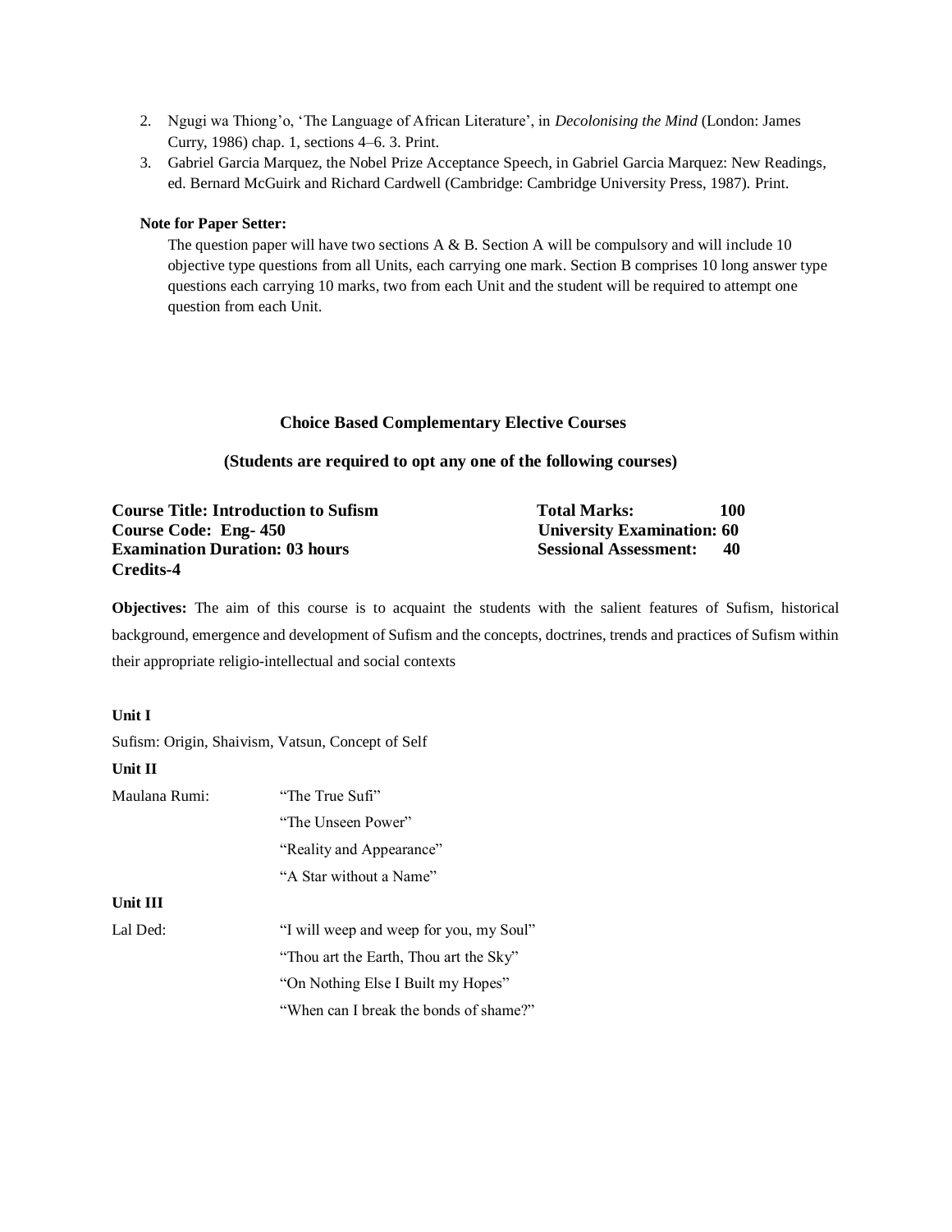2. Ngugi wa Thiong'o, 'The Language of African Literature', in *Decolonising the Mind* (London: James Curry, 1986) chap. 1, sections 4–6. 3. Print.
3. Gabriel Garcia Marquez, the Nobel Prize Acceptance Speech, in Gabriel Garcia Marquez: New Readings, ed. Bernard McGuirk and Richard Cardwell (Cambridge: Cambridge University Press, 1987). Print.

**Note for Paper Setter:**

The question paper will have two sections A & B. Section A will be compulsory and will include 10 objective type questions from all Units, each carrying one mark. Section B comprises 10 long answer type questions each carrying 10 marks, two from each Unit and the student will be required to attempt one question from each Unit.

## Choice Based Complementary Elective Courses

**(Students are required to opt any one of the following courses)**

| | |
|---|---|
| **Course Title: Introduction to Sufism** | **Total Marks: 100** |
| **Course Code: Eng- 450** | **University Examination: 60** |
| **Examination Duration: 03 hours** | **Sessional Assessment: 40** |
| **Credits-4** | |

**Objectives:** The aim of this course is to acquaint the students with the salient features of Sufism, historical background, emergence and development of Sufism and the concepts, doctrines, trends and practices of Sufism within their appropriate religio-intellectual and social contexts

**Unit I**

Sufism: Origin, Shaivism, Vatsun, Concept of Self

**Unit II**

Maulana Rumi:
- "The True Sufi"
- "The Unseen Power"
- "Reality and Appearance"
- "A Star without a Name"

**Unit III**

Lal Ded:
- "I will weep and weep for you, my Soul"
- "Thou art the Earth, Thou art the Sky"
- "On Nothing Else I Built my Hopes"
- "When can I break the bonds of shame?"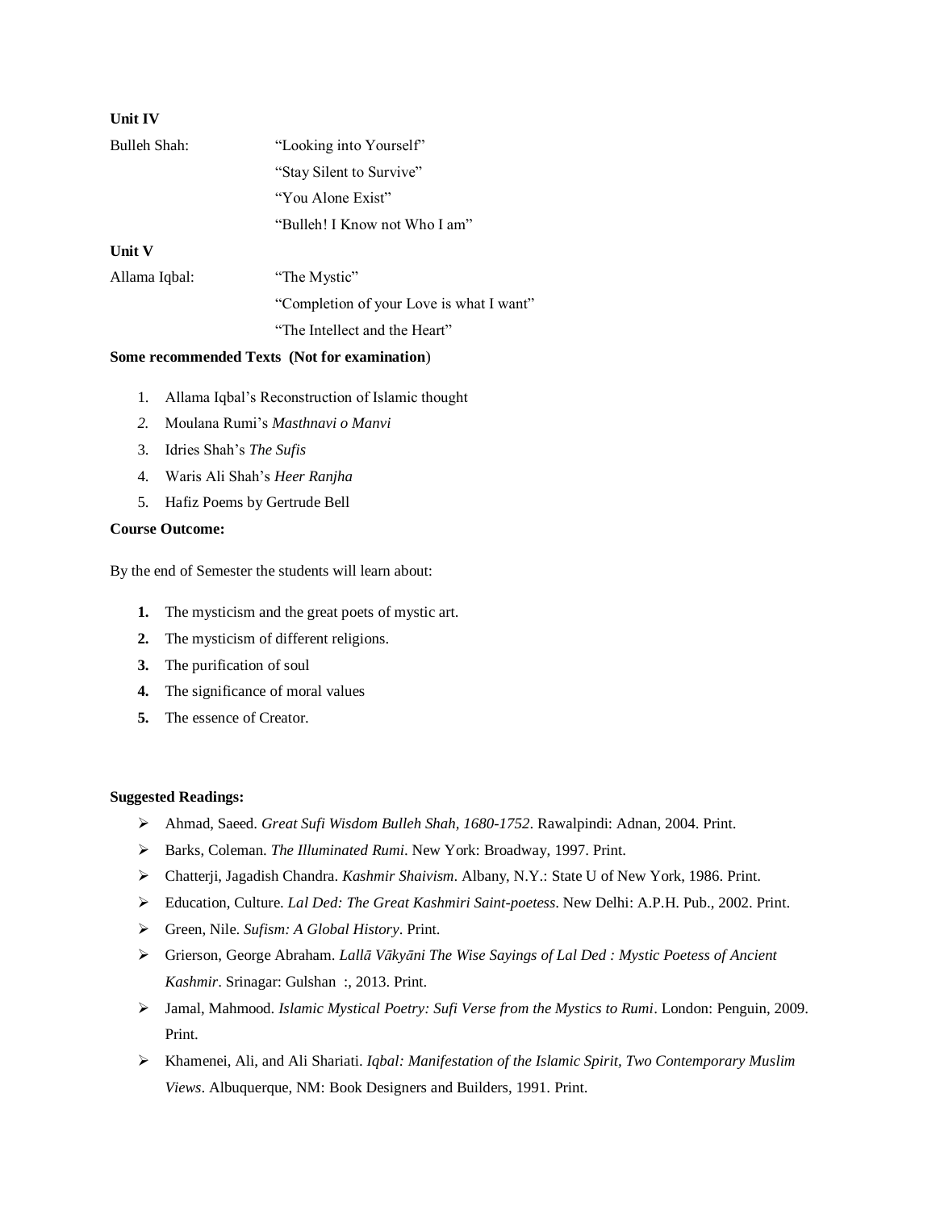**Unit IV**

Bulleh Shah: "Looking into Yourself"

"Stay Silent to Survive"

"You Alone Exist"

"Bulleh! I Know not Who I am"

**Unit V**

Allama Iqbal: "The Mystic"

"Completion of your Love is what I want"

"The Intellect and the Heart"

**Some recommended Texts (Not for examination)**

1. Allama Iqbal's Reconstruction of Islamic thought
2. Moulana Rumi's *Masthnavi o Manvi*
3. Idries Shah's *The Sufis*
4. Waris Ali Shah's *Heer Ranjha*
5. Hafiz Poems by Gertrude Bell

**Course Outcome:**

By the end of Semester the students will learn about:

1. The mysticism and the great poets of mystic art.
2. The mysticism of different religions.
3. The purification of soul
4. The significance of moral values
5. The essence of Creator.

**Suggested Readings:**

- Ahmad, Saeed. *Great Sufi Wisdom Bulleh Shah, 1680-1752*. Rawalpindi: Adnan, 2004. Print.
- Barks, Coleman. *The Illuminated Rumi*. New York: Broadway, 1997. Print.
- Chatterji, Jagadish Chandra. *Kashmir Shaivism*. Albany, N.Y.: State U of New York, 1986. Print.
- Education, Culture. *Lal Ded: The Great Kashmiri Saint-poetess*. New Delhi: A.P.H. Pub., 2002. Print.
- Green, Nile. *Sufism: A Global History*. Print.
- Grierson, George Abraham. *Lallā Vākyāni The Wise Sayings of Lal Ded : Mystic Poetess of Ancient Kashmir*. Srinagar: Gulshan :, 2013. Print.
- Jamal, Mahmood. *Islamic Mystical Poetry: Sufi Verse from the Mystics to Rumi*. London: Penguin, 2009. Print.
- Khamenei, Ali, and Ali Shariati. *Iqbal: Manifestation of the Islamic Spirit, Two Contemporary Muslim Views*. Albuquerque, NM: Book Designers and Builders, 1991. Print.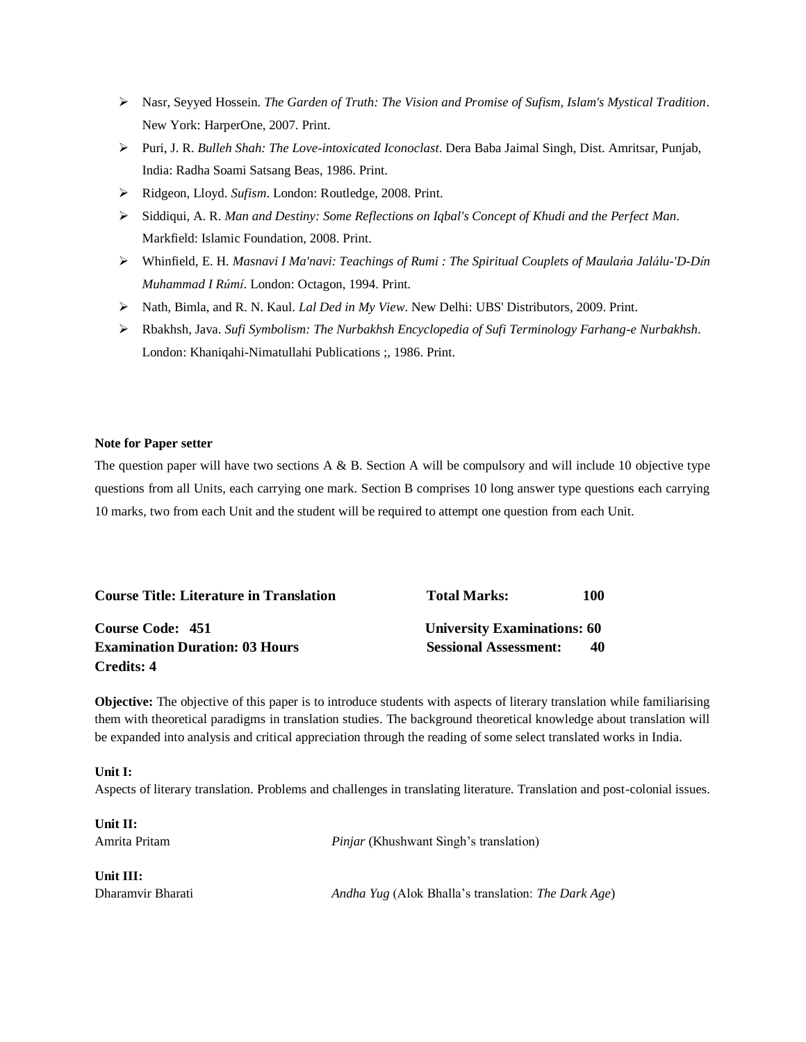- Nasr, Seyyed Hossein. *The Garden of Truth: The Vision and Promise of Sufism, Islam's Mystical Tradition*. New York: HarperOne, 2007. Print.
- Puri, J. R. *Bulleh Shah: The Love-intoxicated Iconoclast*. Dera Baba Jaimal Singh, Dist. Amritsar, Punjab, India: Radha Soami Satsang Beas, 1986. Print.
- Ridgeon, Lloyd. *Sufism*. London: Routledge, 2008. Print.
- Siddiqui, A. R. *Man and Destiny: Some Reflections on Iqbal's Concept of Khudi and the Perfect Man*. Markfield: Islamic Foundation, 2008. Print.
- Whinfield, E. H. *Masnavi I Ma'navi: Teachings of Rumi : The Spiritual Couplets of Maulańa Jalálu-'D-Dín Muhammad I Rúmí*. London: Octagon, 1994. Print.
- Nath, Bimla, and R. N. Kaul. *Lal Ded in My View*. New Delhi: UBS' Distributors, 2009. Print.
- Rbakhsh, Java. *Sufi Symbolism: The Nurbakhsh Encyclopedia of Sufi Terminology Farhang-e Nurbakhsh*. London: Khaniqahi-Nimatullahi Publications ;, 1986. Print.

**Note for Paper setter**

The question paper will have two sections A & B. Section A will be compulsory and will include 10 objective type questions from all Units, each carrying one mark. Section B comprises 10 long answer type questions each carrying 10 marks, two from each Unit and the student will be required to attempt one question from each Unit.

| | |
|---|---|
| **Course Title: Literature in Translation** | **Total Marks: 100** |
| **Course Code: 451** | **University Examinations: 60** |
| **Examination Duration: 03 Hours** | **Sessional Assessment: 40** |
| **Credits: 4** | |

**Objective:** The objective of this paper is to introduce students with aspects of literary translation while familiarising them with theoretical paradigms in translation studies. The background theoretical knowledge about translation will be expanded into analysis and critical appreciation through the reading of some select translated works in India.

**Unit I:**
Aspects of literary translation. Problems and challenges in translating literature. Translation and post-colonial issues.

**Unit II:**
Amrita Pritam — *Pinjar* (Khushwant Singh's translation)

**Unit III:**
Dharamvir Bharati — *Andha Yug* (Alok Bhalla's translation: *The Dark Age*)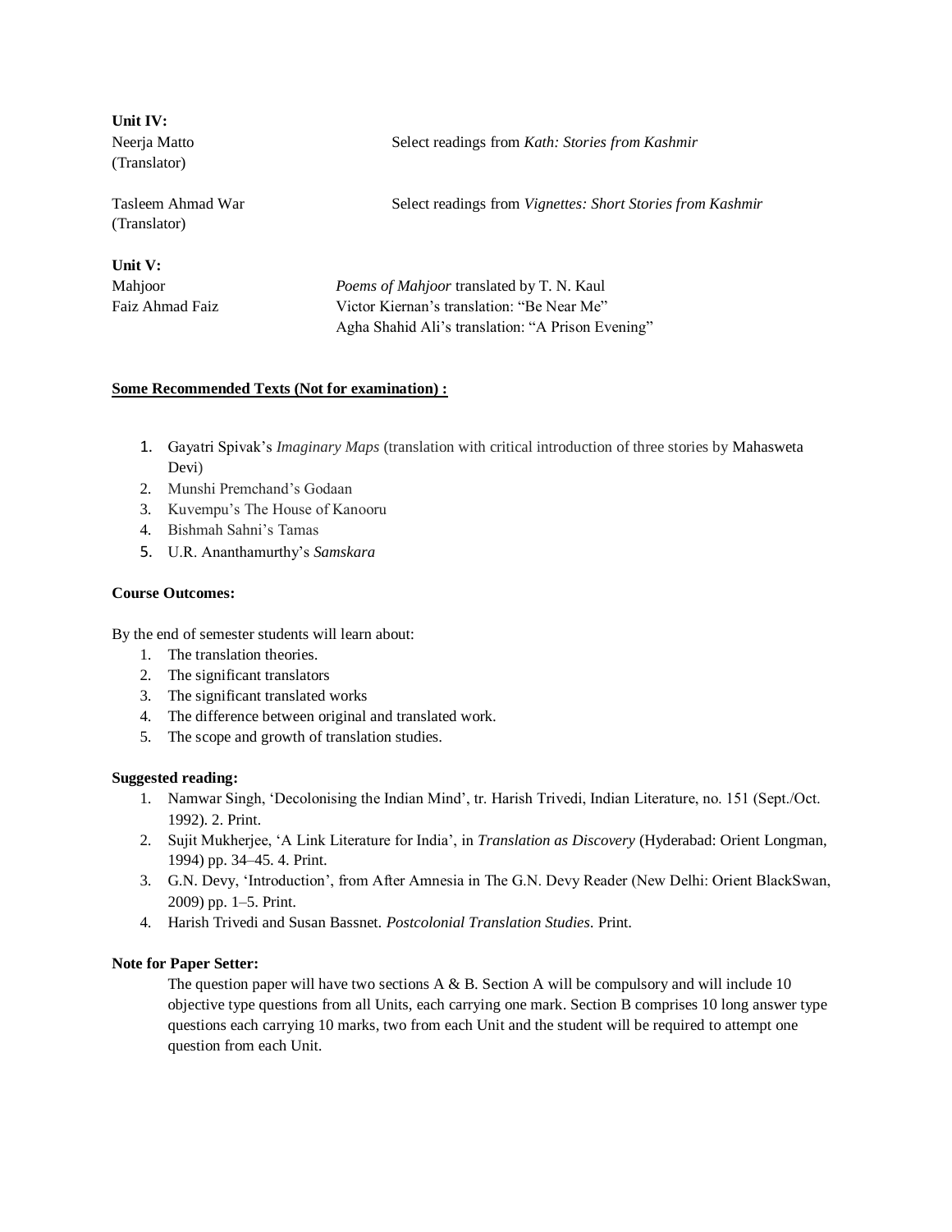**Unit IV:**

| | |
|---|---|
| Neerja Matto (Translator) | Select readings from *Kath: Stories from Kashmir* |
| Tasleem Ahmad War (Translator) | Select readings from *Vignettes: Short Stories from Kashmir* |

**Unit V:**

| | |
|---|---|
| Mahjoor | *Poems of Mahjoor* translated by T. N. Kaul |
| Faiz Ahmad Faiz | Victor Kiernan's translation: "Be Near Me" |
| | Agha Shahid Ali's translation: "A Prison Evening" |

**<u>Some Recommended Texts (Not for examination) :</u>**

1. Gayatri Spivak's *Imaginary Maps* (translation with critical introduction of three stories by Mahasweta Devi)
2. Munshi Premchand's Godaan
3. Kuvempu's The House of Kanooru
4. Bishmah Sahni's Tamas
5. U.R. Ananthamurthy's *Samskara*

**Course Outcomes:**

By the end of semester students will learn about:

1. The translation theories.
2. The significant translators
3. The significant translated works
4. The difference between original and translated work.
5. The scope and growth of translation studies.

**Suggested reading:**

1. Namwar Singh, 'Decolonising the Indian Mind', tr. Harish Trivedi, Indian Literature, no. 151 (Sept./Oct. 1992). 2. Print.
2. Sujit Mukherjee, 'A Link Literature for India', in *Translation as Discovery* (Hyderabad: Orient Longman, 1994) pp. 34–45. 4. Print.
3. G.N. Devy, 'Introduction', from After Amnesia in The G.N. Devy Reader (New Delhi: Orient BlackSwan, 2009) pp. 1–5. Print.
4. Harish Trivedi and Susan Bassnet. *Postcolonial Translation Studies*. Print.

**Note for Paper Setter:**

The question paper will have two sections A & B. Section A will be compulsory and will include 10 objective type questions from all Units, each carrying one mark. Section B comprises 10 long answer type questions each carrying 10 marks, two from each Unit and the student will be required to attempt one question from each Unit.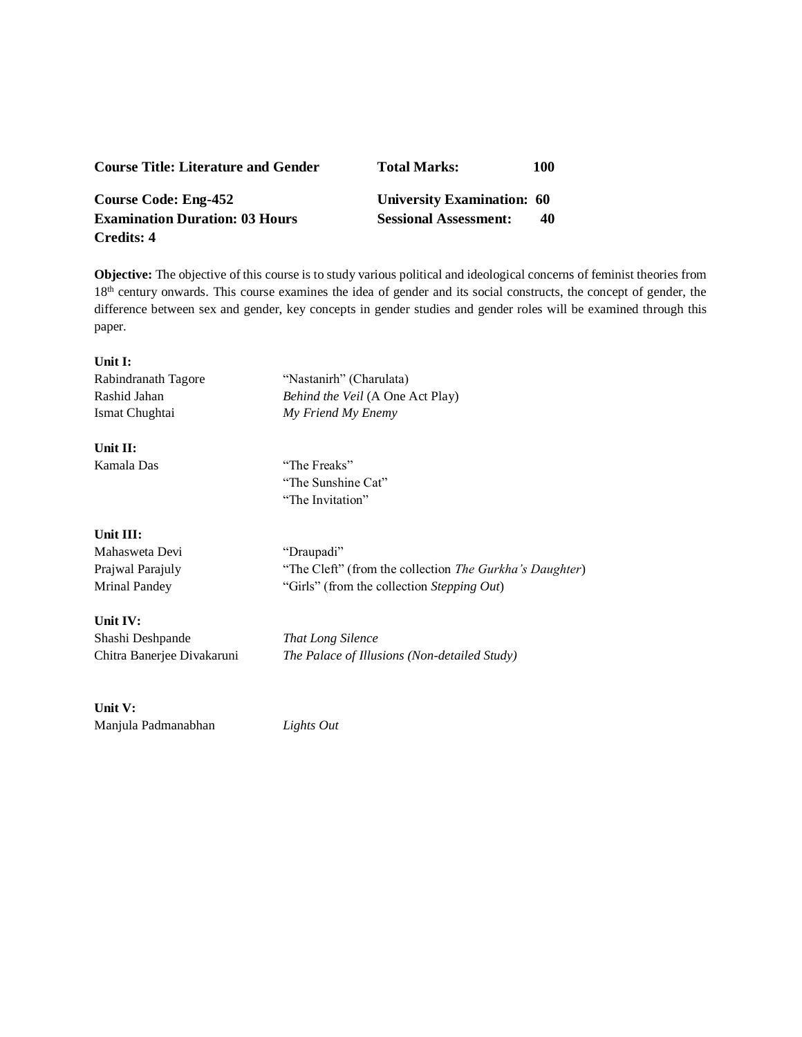| **Course Title: Literature and Gender** | **Total Marks: 100** |
|---|---|
| **Course Code: Eng-452** | **University Examination: 60** |
| **Examination Duration: 03 Hours** | **Sessional Assessment: 40** |
| **Credits: 4** | |

**Objective:** The objective of this course is to study various political and ideological concerns of feminist theories from 18th century onwards. This course examines the idea of gender and its social constructs, the concept of gender, the difference between sex and gender, key concepts in gender studies and gender roles will be examined through this paper.

**Unit I:**

| | |
|---|---|
| Rabindranath Tagore | "Nastanirh" (Charulata) |
| Rashid Jahan | *Behind the Veil* (A One Act Play) |
| Ismat Chughtai | *My Friend My Enemy* |

**Unit II:**

| | |
|---|---|
| Kamala Das | "The Freaks" |
| | "The Sunshine Cat" |
| | "The Invitation" |

**Unit III:**

| | |
|---|---|
| Mahasweta Devi | "Draupadi" |
| Prajwal Parajuly | "The Cleft" (from the collection *The Gurkha's Daughter*) |
| Mrinal Pandey | "Girls" (from the collection *Stepping Out*) |

**Unit IV:**

| | |
|---|---|
| Shashi Deshpande | *That Long Silence* |
| Chitra Banerjee Divakaruni | *The Palace of Illusions (Non-detailed Study)* |

**Unit V:**

| | |
|---|---|
| Manjula Padmanabhan | *Lights Out* |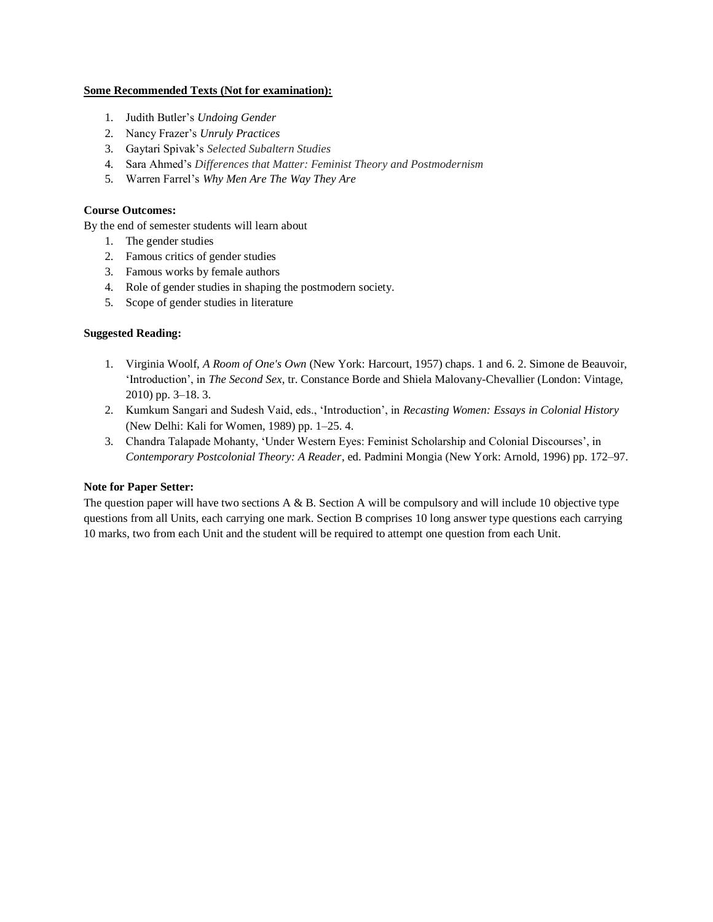**Some Recommended Texts (Not for examination):**

1. Judith Butler's *Undoing Gender*
2. Nancy Frazer's *Unruly Practices*
3. Gaytari Spivak's *Selected Subaltern Studies*
4. Sara Ahmed's *Differences that Matter: Feminist Theory and Postmodernism*
5. Warren Farrel's *Why Men Are The Way They Are*

**Course Outcomes:**

By the end of semester students will learn about

1. The gender studies
2. Famous critics of gender studies
3. Famous works by female authors
4. Role of gender studies in shaping the postmodern society.
5. Scope of gender studies in literature

**Suggested Reading:**

1. Virginia Woolf, *A Room of One's Own* (New York: Harcourt, 1957) chaps. 1 and 6. 2. Simone de Beauvoir, 'Introduction', in *The Second Sex*, tr. Constance Borde and Shiela Malovany-Chevallier (London: Vintage, 2010) pp. 3–18. 3.
2. Kumkum Sangari and Sudesh Vaid, eds., 'Introduction', in *Recasting Women: Essays in Colonial History* (New Delhi: Kali for Women, 1989) pp. 1–25. 4.
3. Chandra Talapade Mohanty, 'Under Western Eyes: Feminist Scholarship and Colonial Discourses', in *Contemporary Postcolonial Theory: A Reader*, ed. Padmini Mongia (New York: Arnold, 1996) pp. 172–97.

**Note for Paper Setter:**

The question paper will have two sections A & B. Section A will be compulsory and will include 10 objective type questions from all Units, each carrying one mark. Section B comprises 10 long answer type questions each carrying 10 marks, two from each Unit and the student will be required to attempt one question from each Unit.